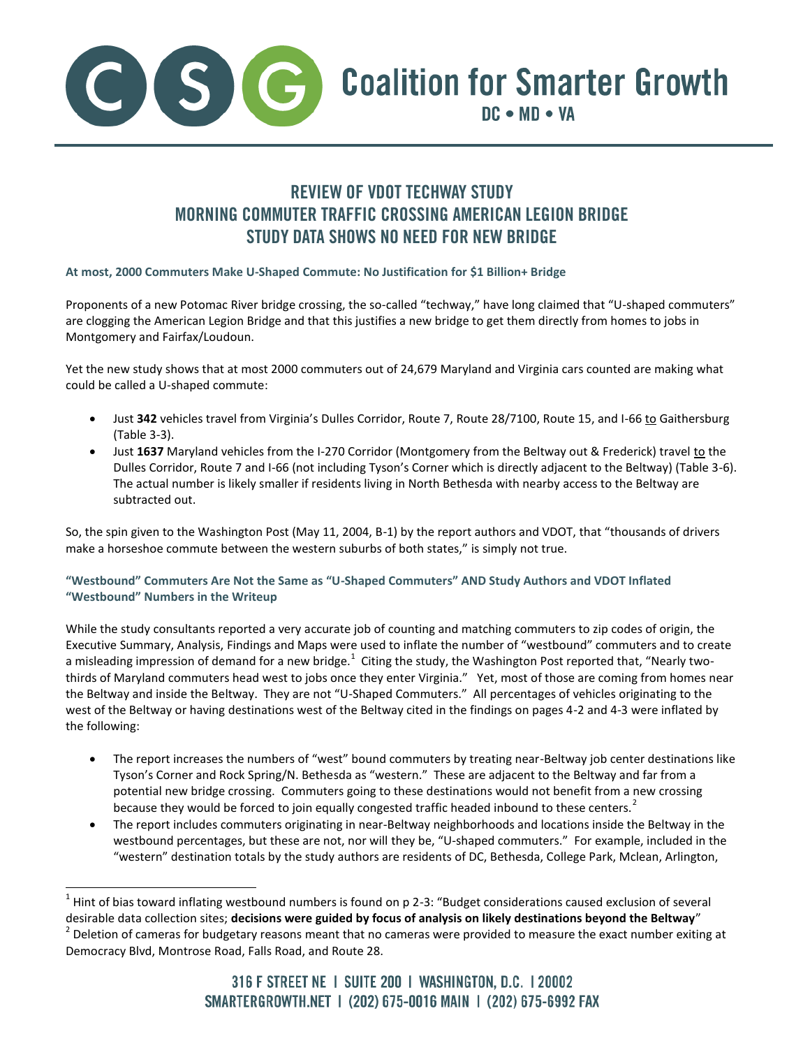# Coalition for Smarter Growth

DC • MD • VA

## REVIEW OF VDOT TECHWAY STUDY
## MORNING COMMUTER TRAFFIC CROSSING AMERICAN LEGION BRIDGE
## STUDY DATA SHOWS NO NEED FOR NEW BRIDGE

### At most, 2000 Commuters Make U-Shaped Commute: No Justification for $1 Billion+ Bridge

Proponents of a new Potomac River bridge crossing, the so-called "techway," have long claimed that "U-shaped commuters" are clogging the American Legion Bridge and that this justifies a new bridge to get them directly from homes to jobs in Montgomery and Fairfax/Loudoun.

Yet the new study shows that at most 2000 commuters out of 24,679 Maryland and Virginia cars counted are making what could be called a U-shaped commute:

- Just **342** vehicles travel from Virginia's Dulles Corridor, Route 7, Route 28/7100, Route 15, and I-66 to Gaithersburg (Table 3-3).
- Just **1637** Maryland vehicles from the I-270 Corridor (Montgomery from the Beltway out & Frederick) travel to the Dulles Corridor, Route 7 and I-66 (not including Tyson's Corner which is directly adjacent to the Beltway) (Table 3-6). The actual number is likely smaller if residents living in North Bethesda with nearby access to the Beltway are subtracted out.

So, the spin given to the Washington Post (May 11, 2004, B-1) by the report authors and VDOT, that "thousands of drivers make a horseshoe commute between the western suburbs of both states," is simply not true.

### "Westbound" Commuters Are Not the Same as "U-Shaped Commuters" AND Study Authors and VDOT Inflated "Westbound" Numbers in the Writeup

While the study consultants reported a very accurate job of counting and matching commuters to zip codes of origin, the Executive Summary, Analysis, Findings and Maps were used to inflate the number of "westbound" commuters and to create a misleading impression of demand for a new bridge.[1] Citing the study, the Washington Post reported that, "Nearly two-thirds of Maryland commuters head west to jobs once they enter Virginia." Yet, most of those are coming from homes near the Beltway and inside the Beltway. They are not "U-Shaped Commuters." All percentages of vehicles originating to the west of the Beltway or having destinations west of the Beltway cited in the findings on pages 4-2 and 4-3 were inflated by the following:

- The report increases the numbers of "west" bound commuters by treating near-Beltway job center destinations like Tyson's Corner and Rock Spring/N. Bethesda as "western." These are adjacent to the Beltway and far from a potential new bridge crossing. Commuters going to these destinations would not benefit from a new crossing because they would be forced to join equally congested traffic headed inbound to these centers.[2]
- The report includes commuters originating in near-Beltway neighborhoods and locations inside the Beltway in the westbound percentages, but these are not, nor will they be, "U-shaped commuters." For example, included in the "western" destination totals by the study authors are residents of DC, Bethesda, College Park, Mclean, Arlington,

---

[1] Hint of bias toward inflating westbound numbers is found on p 2-3: "Budget considerations caused exclusion of several desirable data collection sites; **decisions were guided by focus of analysis on likely destinations beyond the Beltway**"

[2] Deletion of cameras for budgetary reasons meant that no cameras were provided to measure the exact number exiting at Democracy Blvd, Montrose Road, Falls Road, and Route 28.

316 F STREET NE | SUITE 200 | WASHINGTON, D.C. | 20002
SMARTERGROWTH.NET | (202) 675-0016 MAIN | (202) 675-6992 FAX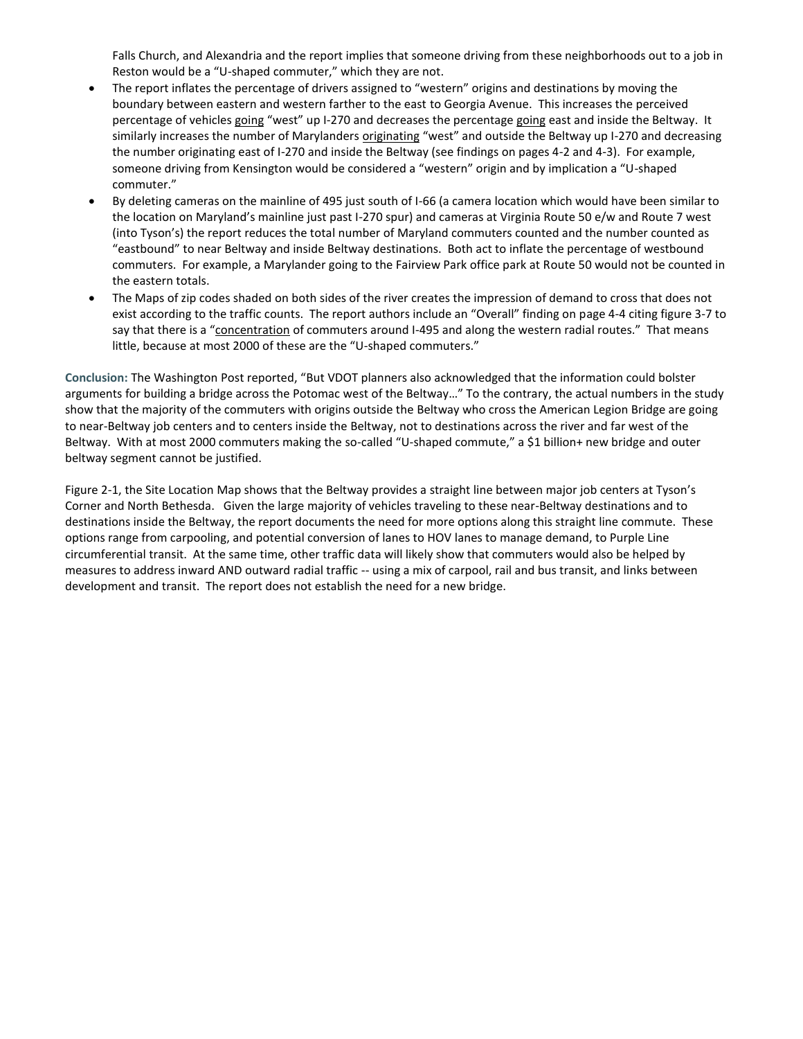Falls Church, and Alexandria and the report implies that someone driving from these neighborhoods out to a job in Reston would be a "U-shaped commuter," which they are not.

- The report inflates the percentage of drivers assigned to "western" origins and destinations by moving the boundary between eastern and western farther to the east to Georgia Avenue. This increases the perceived percentage of vehicles <u>going</u> "west" up I-270 and decreases the percentage <u>going</u> east and inside the Beltway. It similarly increases the number of Marylanders <u>originating</u> "west" and outside the Beltway up I-270 and decreasing the number originating east of I-270 and inside the Beltway (see findings on pages 4-2 and 4-3). For example, someone driving from Kensington would be considered a "western" origin and by implication a "U-shaped commuter."
- By deleting cameras on the mainline of 495 just south of I-66 (a camera location which would have been similar to the location on Maryland's mainline just past I-270 spur) and cameras at Virginia Route 50 e/w and Route 7 west (into Tyson's) the report reduces the total number of Maryland commuters counted and the number counted as "eastbound" to near Beltway and inside Beltway destinations. Both act to inflate the percentage of westbound commuters. For example, a Marylander going to the Fairview Park office park at Route 50 would not be counted in the eastern totals.
- The Maps of zip codes shaded on both sides of the river creates the impression of demand to cross that does not exist according to the traffic counts. The report authors include an "Overall" finding on page 4-4 citing figure 3-7 to say that there is a "<u>concentration</u> of commuters around I-495 and along the western radial routes." That means little, because at most 2000 of these are the "U-shaped commuters."

**Conclusion:** The Washington Post reported, "But VDOT planners also acknowledged that the information could bolster arguments for building a bridge across the Potomac west of the Beltway…" To the contrary, the actual numbers in the study show that the majority of the commuters with origins outside the Beltway who cross the American Legion Bridge are going to near-Beltway job centers and to centers inside the Beltway, not to destinations across the river and far west of the Beltway. With at most 2000 commuters making the so-called "U-shaped commute," a $1 billion+ new bridge and outer beltway segment cannot be justified.

Figure 2-1, the Site Location Map shows that the Beltway provides a straight line between major job centers at Tyson's Corner and North Bethesda. Given the large majority of vehicles traveling to these near-Beltway destinations and to destinations inside the Beltway, the report documents the need for more options along this straight line commute. These options range from carpooling, and potential conversion of lanes to HOV lanes to manage demand, to Purple Line circumferential transit. At the same time, other traffic data will likely show that commuters would also be helped by measures to address inward AND outward radial traffic -- using a mix of carpool, rail and bus transit, and links between development and transit. The report does not establish the need for a new bridge.